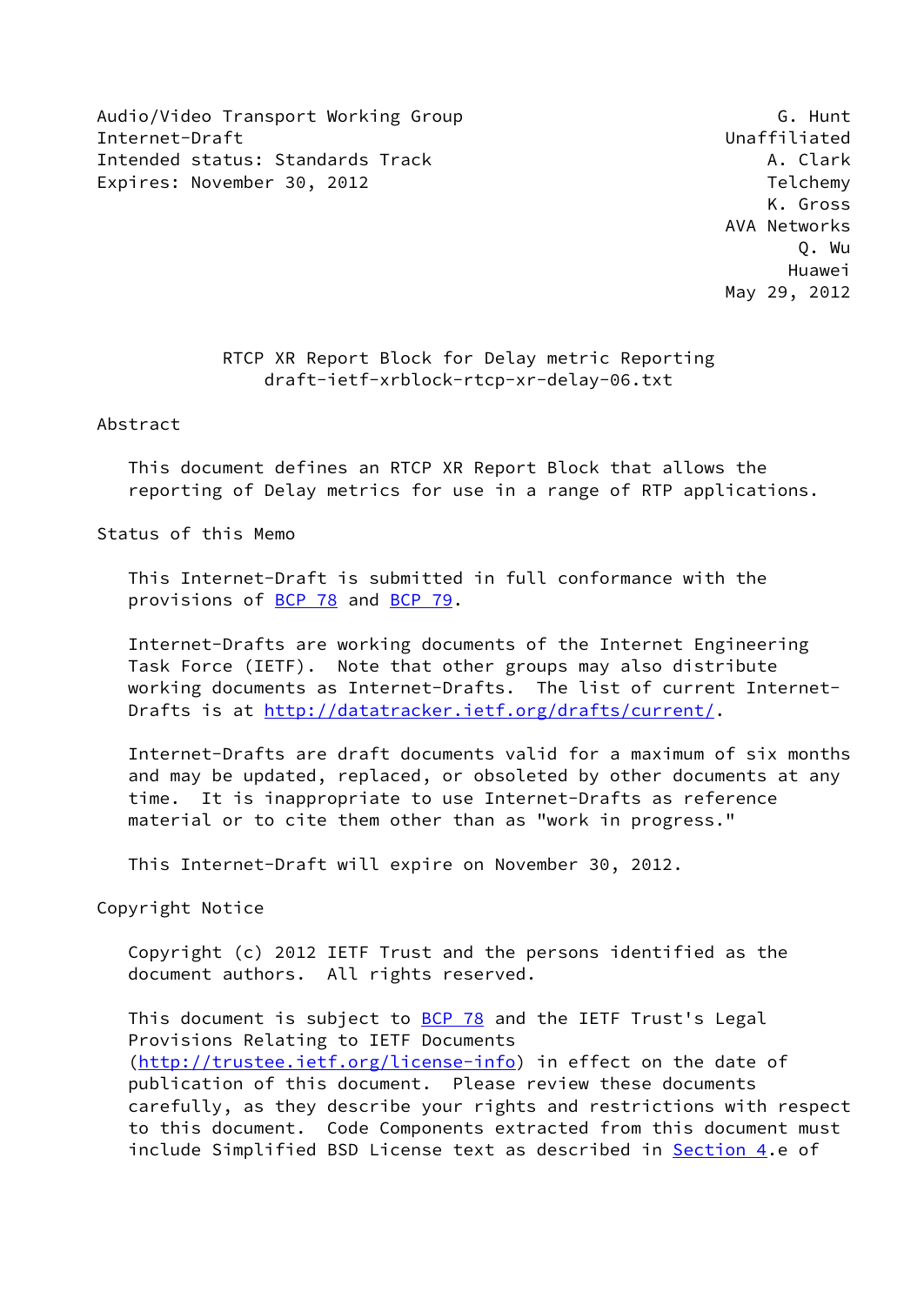Audio/Video Transport Working Group
Internet-Draft
Intended status: Standards Track
Expires: November 30, 2012

G. Hunt
Unaffiliated
A. Clark
Telchemy
K. Gross
AVA Networks
Q. Wu
Huawei
May 29, 2012

# RTCP XR Report Block for Delay metric Reporting
draft-ietf-xrblock-rtcp-xr-delay-06.txt

## Abstract

This document defines an RTCP XR Report Block that allows the reporting of Delay metrics for use in a range of RTP applications.

## Status of this Memo

This Internet-Draft is submitted in full conformance with the provisions of BCP 78 and BCP 79.

Internet-Drafts are working documents of the Internet Engineering Task Force (IETF). Note that other groups may also distribute working documents as Internet-Drafts. The list of current Internet-Drafts is at http://datatracker.ietf.org/drafts/current/.

Internet-Drafts are draft documents valid for a maximum of six months and may be updated, replaced, or obsoleted by other documents at any time. It is inappropriate to use Internet-Drafts as reference material or to cite them other than as "work in progress."

This Internet-Draft will expire on November 30, 2012.

## Copyright Notice

Copyright (c) 2012 IETF Trust and the persons identified as the document authors. All rights reserved.

This document is subject to BCP 78 and the IETF Trust's Legal Provisions Relating to IETF Documents (http://trustee.ietf.org/license-info) in effect on the date of publication of this document. Please review these documents carefully, as they describe your rights and restrictions with respect to this document. Code Components extracted from this document must include Simplified BSD License text as described in Section 4.e of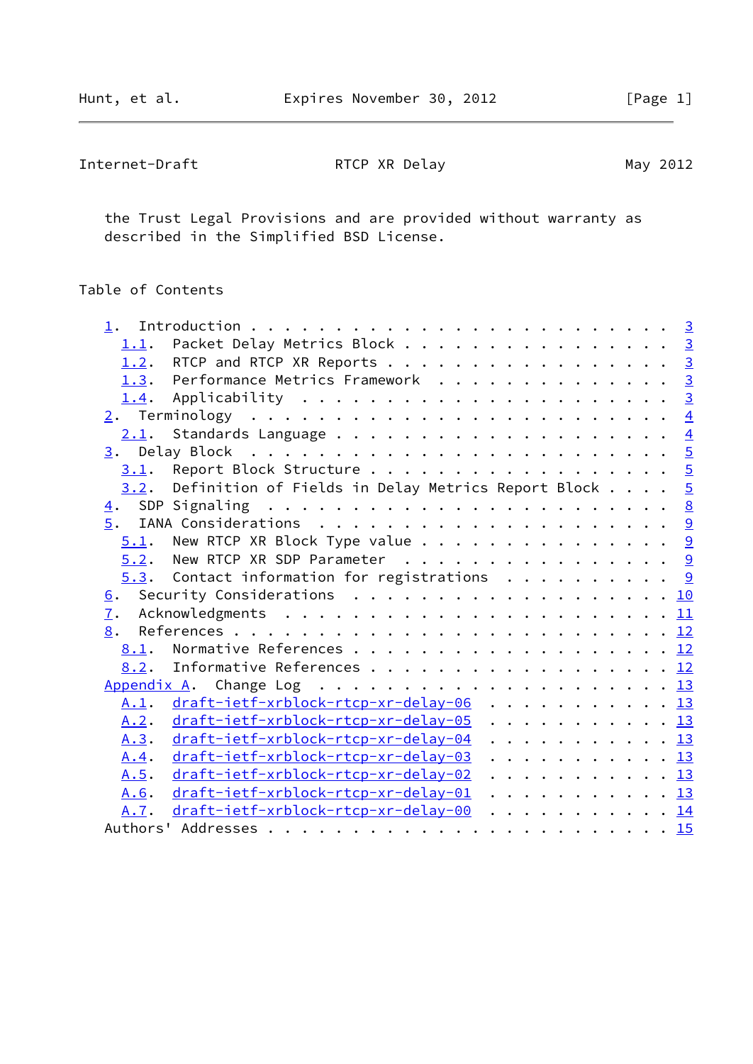the Trust Legal Provisions and are provided without warranty as described in the Simplified BSD License.

## Table of Contents

- 1. Introduction . . . . . . . . . . . . . . . . . . . . . . . . 3
  - 1.1. Packet Delay Metrics Block . . . . . . . . . . . . . . . . 3
  - 1.2. RTCP and RTCP XR Reports . . . . . . . . . . . . . . . . 3
  - 1.3. Performance Metrics Framework . . . . . . . . . . . . . . 3
  - 1.4. Applicability . . . . . . . . . . . . . . . . . . . . . . 3
- 2. Terminology . . . . . . . . . . . . . . . . . . . . . . . . . 4
  - 2.1. Standards Language . . . . . . . . . . . . . . . . . . . 4
- 3. Delay Block . . . . . . . . . . . . . . . . . . . . . . . . . 5
  - 3.1. Report Block Structure . . . . . . . . . . . . . . . . . 5
  - 3.2. Definition of Fields in Delay Metrics Report Block . . . . 5
- 4. SDP Signaling . . . . . . . . . . . . . . . . . . . . . . . . 8
- 5. IANA Considerations . . . . . . . . . . . . . . . . . . . . . 9
  - 5.1. New RTCP XR Block Type value . . . . . . . . . . . . . . 9
  - 5.2. New RTCP XR SDP Parameter . . . . . . . . . . . . . . . . 9
  - 5.3. Contact information for registrations . . . . . . . . . . 9
- 6. Security Considerations . . . . . . . . . . . . . . . . . . . 10
- 7. Acknowledgments . . . . . . . . . . . . . . . . . . . . . . . 11
- 8. References . . . . . . . . . . . . . . . . . . . . . . . . . 12
  - 8.1. Normative References . . . . . . . . . . . . . . . . . . 12
  - 8.2. Informative References . . . . . . . . . . . . . . . . . 12
- Appendix A. Change Log . . . . . . . . . . . . . . . . . . . . . 13
  - A.1. draft-ietf-xrblock-rtcp-xr-delay-06 . . . . . . . . . . . 13
  - A.2. draft-ietf-xrblock-rtcp-xr-delay-05 . . . . . . . . . . . 13
  - A.3. draft-ietf-xrblock-rtcp-xr-delay-04 . . . . . . . . . . . 13
  - A.4. draft-ietf-xrblock-rtcp-xr-delay-03 . . . . . . . . . . . 13
  - A.5. draft-ietf-xrblock-rtcp-xr-delay-02 . . . . . . . . . . . 13
  - A.6. draft-ietf-xrblock-rtcp-xr-delay-01 . . . . . . . . . . . 13
  - A.7. draft-ietf-xrblock-rtcp-xr-delay-00 . . . . . . . . . . . 14
- Authors' Addresses . . . . . . . . . . . . . . . . . . . . . . . 15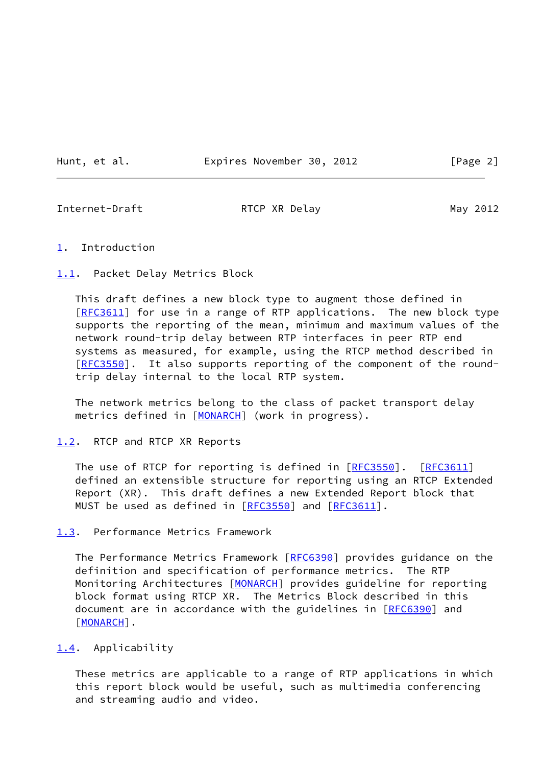# 1. Introduction

## 1.1. Packet Delay Metrics Block

This draft defines a new block type to augment those defined in [RFC3611] for use in a range of RTP applications. The new block type supports the reporting of the mean, minimum and maximum values of the network round-trip delay between RTP interfaces in peer RTP end systems as measured, for example, using the RTCP method described in [RFC3550]. It also supports reporting of the component of the round-trip delay internal to the local RTP system.

The network metrics belong to the class of packet transport delay metrics defined in [MONARCH] (work in progress).

## 1.2. RTCP and RTCP XR Reports

The use of RTCP for reporting is defined in [RFC3550]. [RFC3611] defined an extensible structure for reporting using an RTCP Extended Report (XR). This draft defines a new Extended Report block that MUST be used as defined in [RFC3550] and [RFC3611].

## 1.3. Performance Metrics Framework

The Performance Metrics Framework [RFC6390] provides guidance on the definition and specification of performance metrics. The RTP Monitoring Architectures [MONARCH] provides guideline for reporting block format using RTCP XR. The Metrics Block described in this document are in accordance with the guidelines in [RFC6390] and [MONARCH].

## 1.4. Applicability

These metrics are applicable to a range of RTP applications in which this report block would be useful, such as multimedia conferencing and streaming audio and video.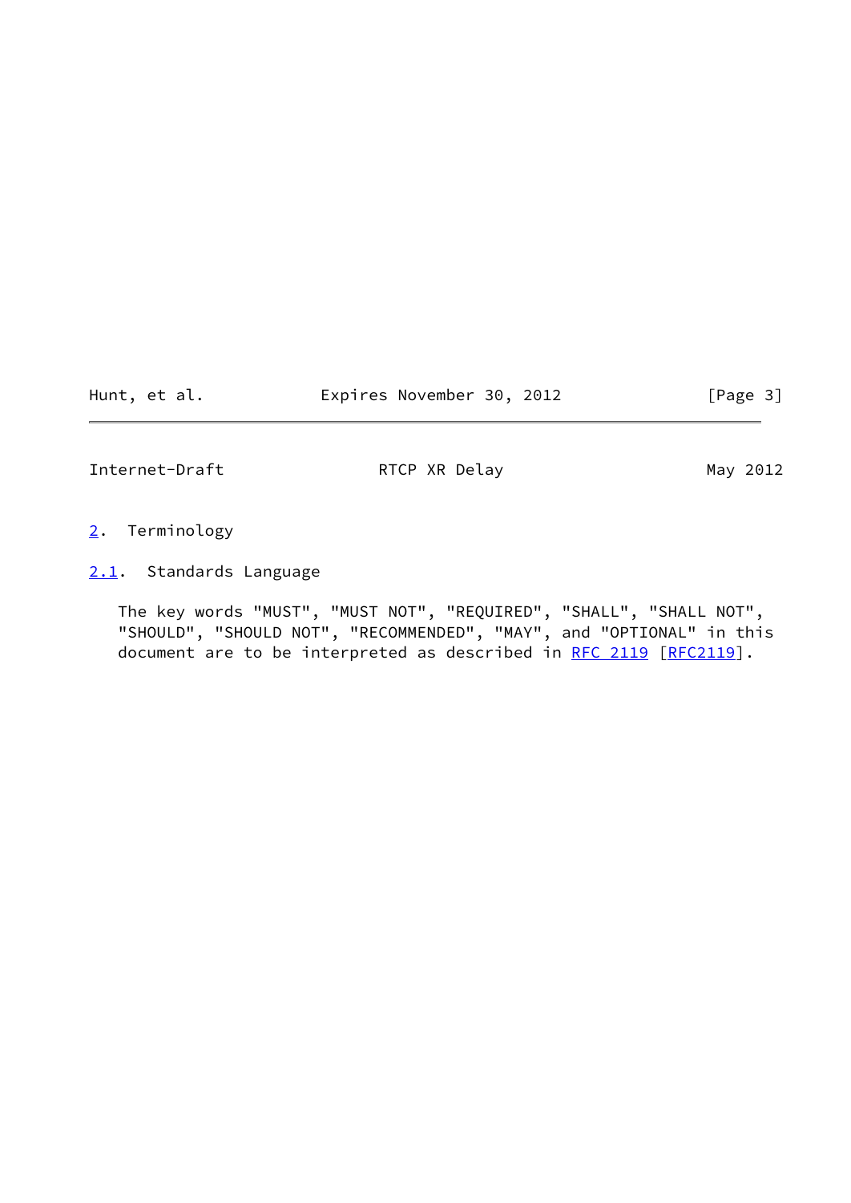## 2. Terminology

### 2.1. Standards Language

The key words "MUST", "MUST NOT", "REQUIRED", "SHALL", "SHALL NOT", "SHOULD", "SHOULD NOT", "RECOMMENDED", "MAY", and "OPTIONAL" in this document are to be interpreted as described in RFC 2119 [RFC2119].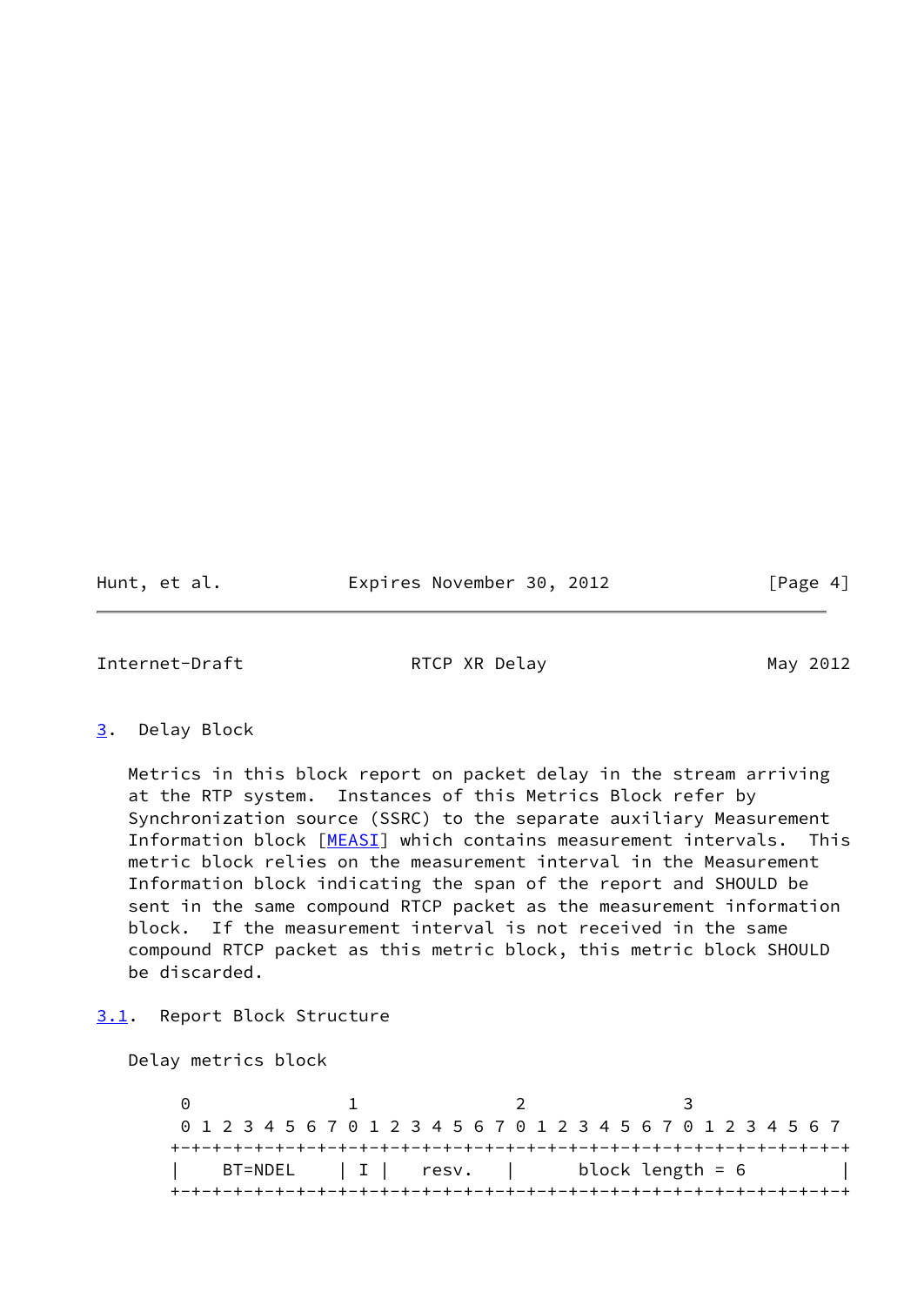## 3. Delay Block

Metrics in this block report on packet delay in the stream arriving at the RTP system. Instances of this Metrics Block refer by Synchronization source (SSRC) to the separate auxiliary Measurement Information block [MEASI] which contains measurement intervals. This metric block relies on the measurement interval in the Measurement Information block indicating the span of the report and SHOULD be sent in the same compound RTCP packet as the measurement information block. If the measurement interval is not received in the same compound RTCP packet as this metric block, this metric block SHOULD be discarded.

### 3.1. Report Block Structure

Delay metrics block

```
 0               1               2               3
 0 1 2 3 4 5 6 7 0 1 2 3 4 5 6 7 0 1 2 3 4 5 6 7 0 1 2 3 4 5 6 7
+-+-+-+-+-+-+-+-+-+-+-+-+-+-+-+-+-+-+-+-+-+-+-+-+-+-+-+-+-+-+-+-+
|    BT=NDEL    | I |   resv.   |      block length = 6         |
+-+-+-+-+-+-+-+-+-+-+-+-+-+-+-+-+-+-+-+-+-+-+-+-+-+-+-+-+-+-+-+-+
```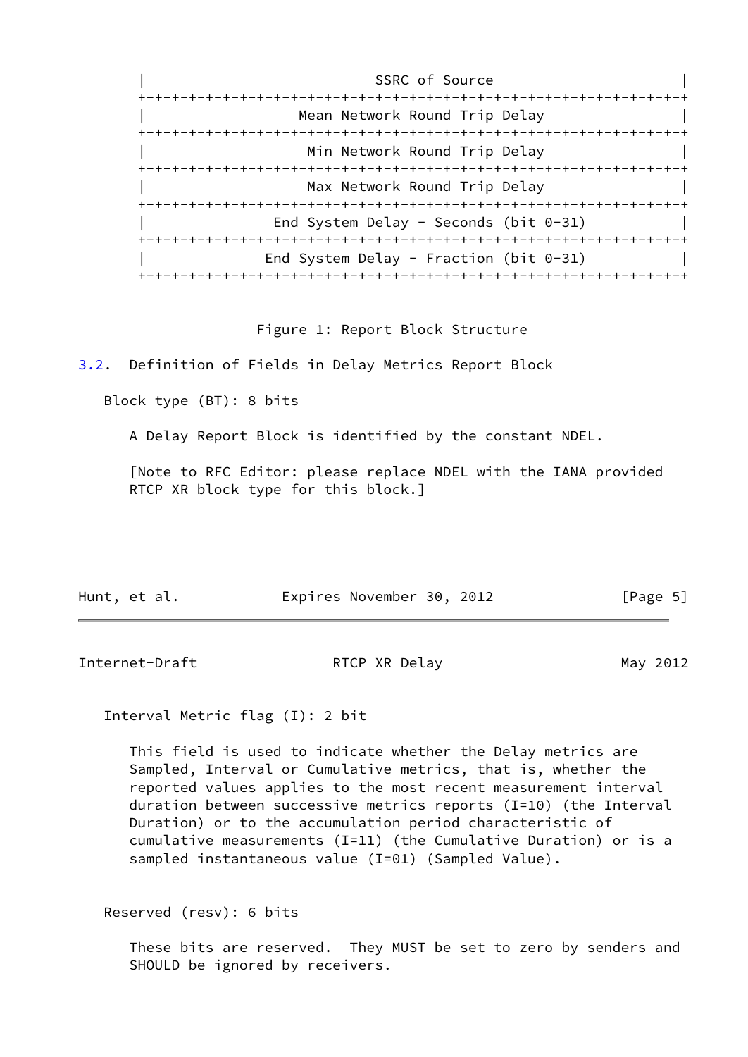```
|                          SSRC of Source                           |
+-+-+-+-+-+-+-+-+-+-+-+-+-+-+-+-+-+-+-+-+-+-+-+-+-+-+-+-+-+-+-+-+
|                  Mean Network Round Trip Delay                  |
+-+-+-+-+-+-+-+-+-+-+-+-+-+-+-+-+-+-+-+-+-+-+-+-+-+-+-+-+-+-+-+-+
|                   Min Network Round Trip Delay                  |
+-+-+-+-+-+-+-+-+-+-+-+-+-+-+-+-+-+-+-+-+-+-+-+-+-+-+-+-+-+-+-+-+
|                   Max Network Round Trip Delay                  |
+-+-+-+-+-+-+-+-+-+-+-+-+-+-+-+-+-+-+-+-+-+-+-+-+-+-+-+-+-+-+-+-+
|               End System Delay - Seconds (bit 0-31)             |
+-+-+-+-+-+-+-+-+-+-+-+-+-+-+-+-+-+-+-+-+-+-+-+-+-+-+-+-+-+-+-+-+
|              End System Delay - Fraction (bit 0-31)             |
+-+-+-+-+-+-+-+-+-+-+-+-+-+-+-+-+-+-+-+-+-+-+-+-+-+-+-+-+-+-+-+-+
```

Figure 1: Report Block Structure

### 3.2. Definition of Fields in Delay Metrics Report Block

Block type (BT): 8 bits

A Delay Report Block is identified by the constant NDEL.

[Note to RFC Editor: please replace NDEL with the IANA provided RTCP XR block type for this block.]

Interval Metric flag (I): 2 bit

This field is used to indicate whether the Delay metrics are Sampled, Interval or Cumulative metrics, that is, whether the reported values applies to the most recent measurement interval duration between successive metrics reports (I=10) (the Interval Duration) or to the accumulation period characteristic of cumulative measurements (I=11) (the Cumulative Duration) or is a sampled instantaneous value (I=01) (Sampled Value).

Reserved (resv): 6 bits

These bits are reserved. They MUST be set to zero by senders and SHOULD be ignored by receivers.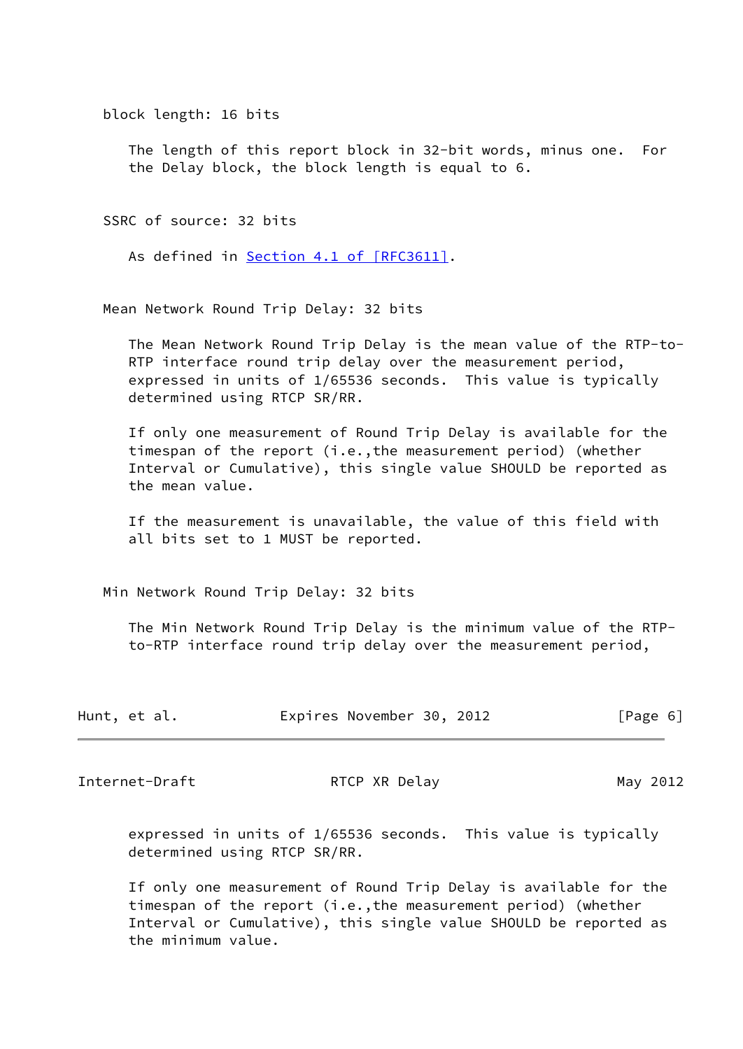block length: 16 bits

The length of this report block in 32-bit words, minus one. For the Delay block, the block length is equal to 6.

SSRC of source: 32 bits

As defined in Section 4.1 of [RFC3611].

Mean Network Round Trip Delay: 32 bits

The Mean Network Round Trip Delay is the mean value of the RTP-to-RTP interface round trip delay over the measurement period, expressed in units of 1/65536 seconds. This value is typically determined using RTCP SR/RR.

If only one measurement of Round Trip Delay is available for the timespan of the report (i.e.,the measurement period) (whether Interval or Cumulative), this single value SHOULD be reported as the mean value.

If the measurement is unavailable, the value of this field with all bits set to 1 MUST be reported.

Min Network Round Trip Delay: 32 bits

The Min Network Round Trip Delay is the minimum value of the RTP-to-RTP interface round trip delay over the measurement period, expressed in units of 1/65536 seconds. This value is typically determined using RTCP SR/RR.

If only one measurement of Round Trip Delay is available for the timespan of the report (i.e.,the measurement period) (whether Interval or Cumulative), this single value SHOULD be reported as the minimum value.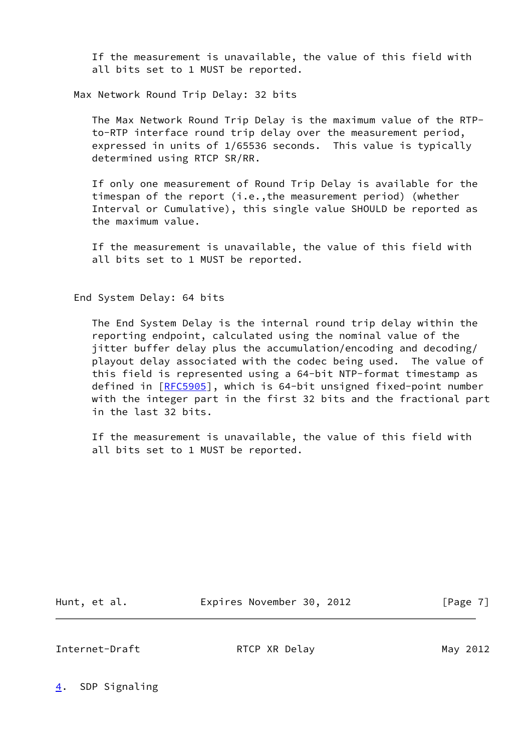If the measurement is unavailable, the value of this field with all bits set to 1 MUST be reported.

Max Network Round Trip Delay: 32 bits

The Max Network Round Trip Delay is the maximum value of the RTP-to-RTP interface round trip delay over the measurement period, expressed in units of 1/65536 seconds. This value is typically determined using RTCP SR/RR.

If only one measurement of Round Trip Delay is available for the timespan of the report (i.e.,the measurement period) (whether Interval or Cumulative), this single value SHOULD be reported as the maximum value.

If the measurement is unavailable, the value of this field with all bits set to 1 MUST be reported.

End System Delay: 64 bits

The End System Delay is the internal round trip delay within the reporting endpoint, calculated using the nominal value of the jitter buffer delay plus the accumulation/encoding and decoding/playout delay associated with the codec being used. The value of this field is represented using a 64-bit NTP-format timestamp as defined in [RFC5905], which is 64-bit unsigned fixed-point number with the integer part in the first 32 bits and the fractional part in the last 32 bits.

If the measurement is unavailable, the value of this field with all bits set to 1 MUST be reported.

## 4. SDP Signaling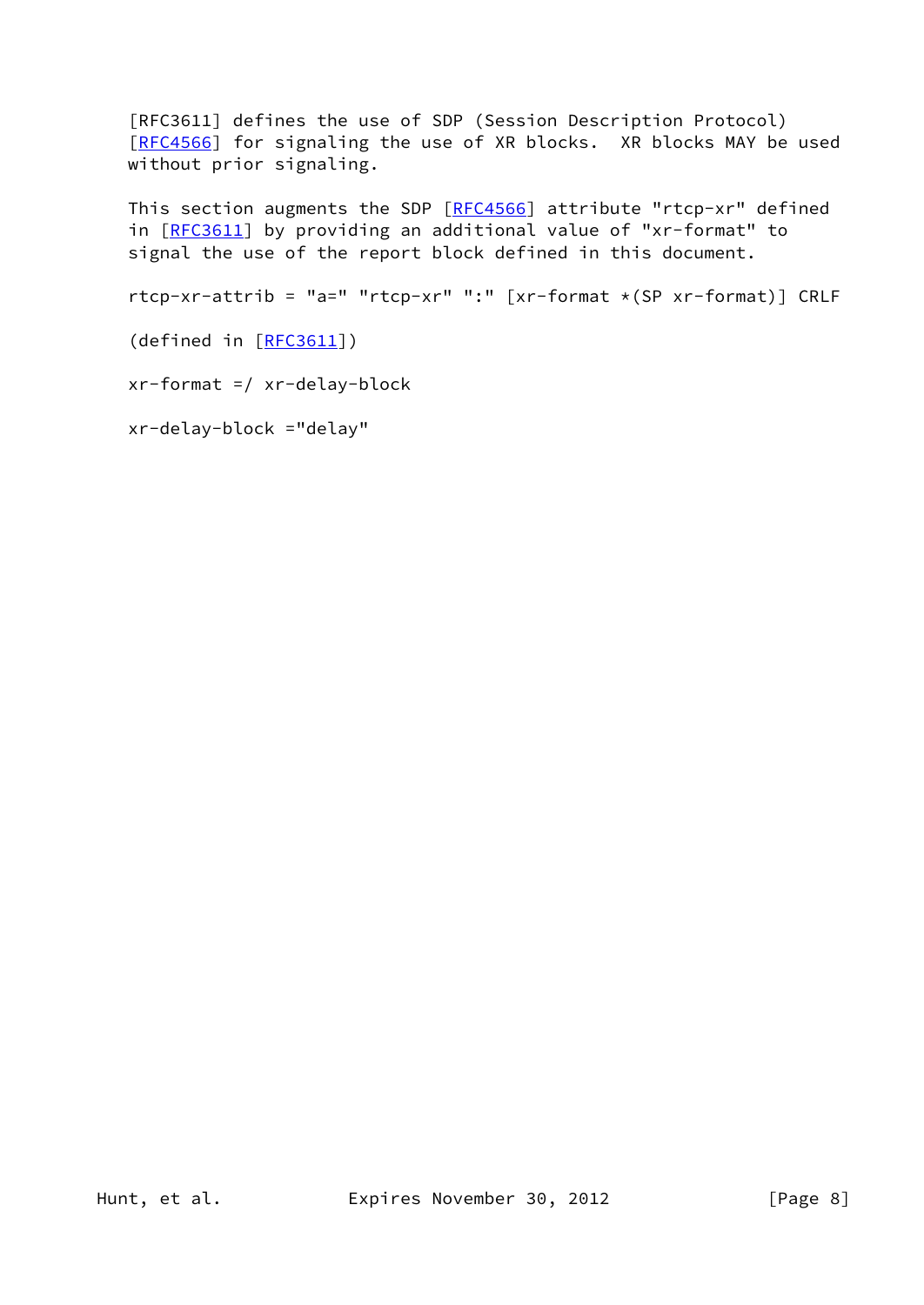[RFC3611] defines the use of SDP (Session Description Protocol) [RFC4566] for signaling the use of XR blocks. XR blocks MAY be used without prior signaling.

This section augments the SDP [RFC4566] attribute "rtcp-xr" defined in [RFC3611] by providing an additional value of "xr-format" to signal the use of the report block defined in this document.

```
rtcp-xr-attrib = "a=" "rtcp-xr" ":" [xr-format *(SP xr-format)] CRLF

(defined in [RFC3611])

xr-format =/ xr-delay-block

xr-delay-block ="delay"
```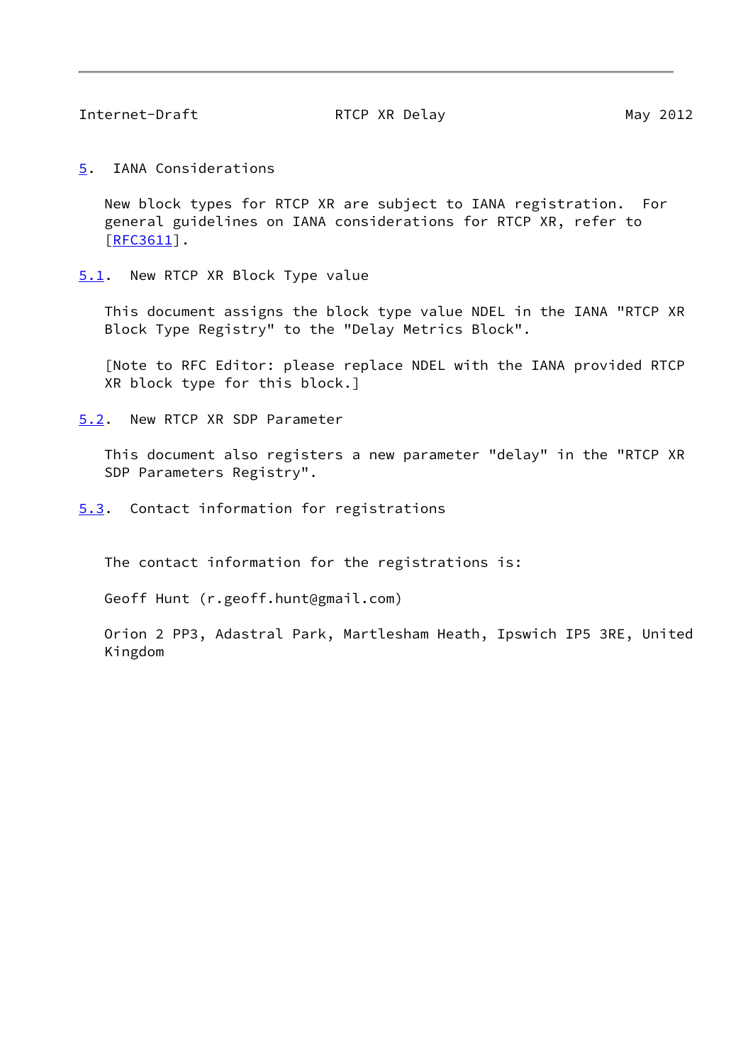## 5. IANA Considerations

New block types for RTCP XR are subject to IANA registration. For general guidelines on IANA considerations for RTCP XR, refer to [RFC3611].

### 5.1. New RTCP XR Block Type value

This document assigns the block type value NDEL in the IANA "RTCP XR Block Type Registry" to the "Delay Metrics Block".

[Note to RFC Editor: please replace NDEL with the IANA provided RTCP XR block type for this block.]

### 5.2. New RTCP XR SDP Parameter

This document also registers a new parameter "delay" in the "RTCP XR SDP Parameters Registry".

### 5.3. Contact information for registrations

The contact information for the registrations is:

Geoff Hunt (r.geoff.hunt@gmail.com)

Orion 2 PP3, Adastral Park, Martlesham Heath, Ipswich IP5 3RE, United Kingdom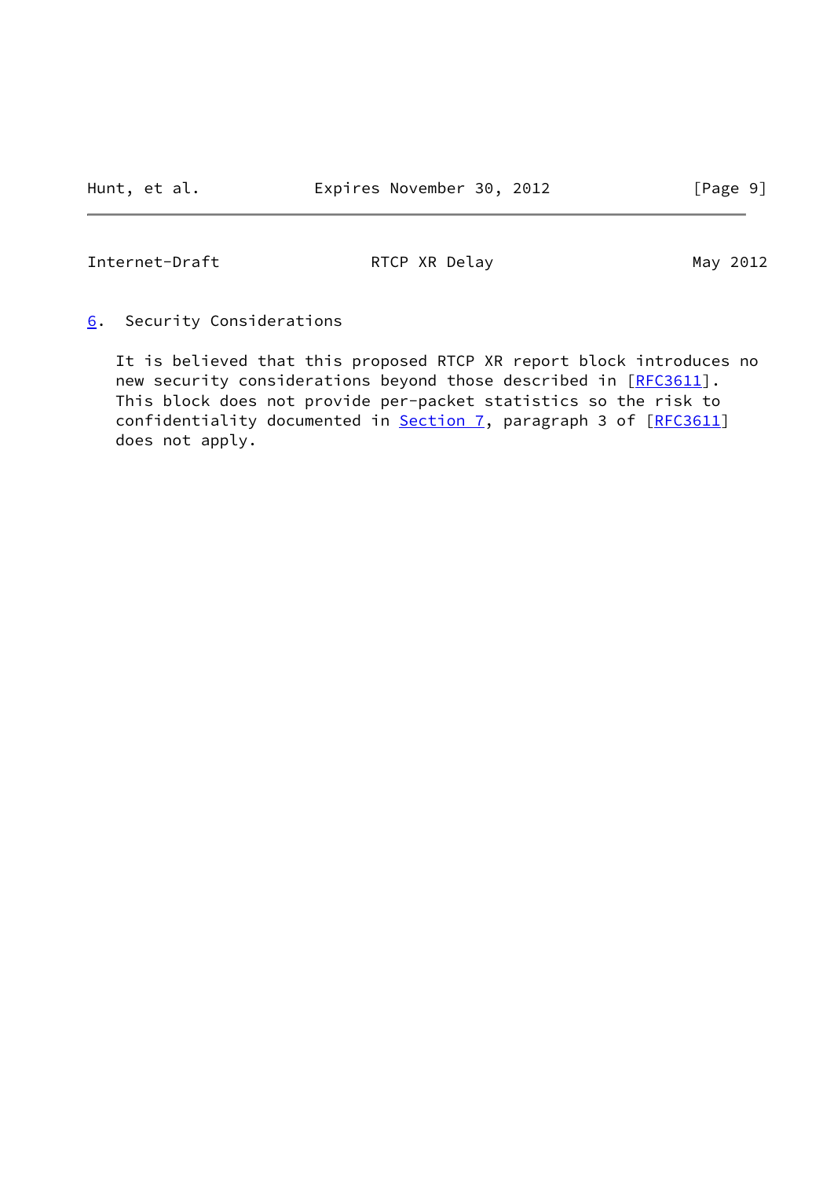## 6. Security Considerations

It is believed that this proposed RTCP XR report block introduces no new security considerations beyond those described in [RFC3611]. This block does not provide per-packet statistics so the risk to confidentiality documented in Section 7, paragraph 3 of [RFC3611] does not apply.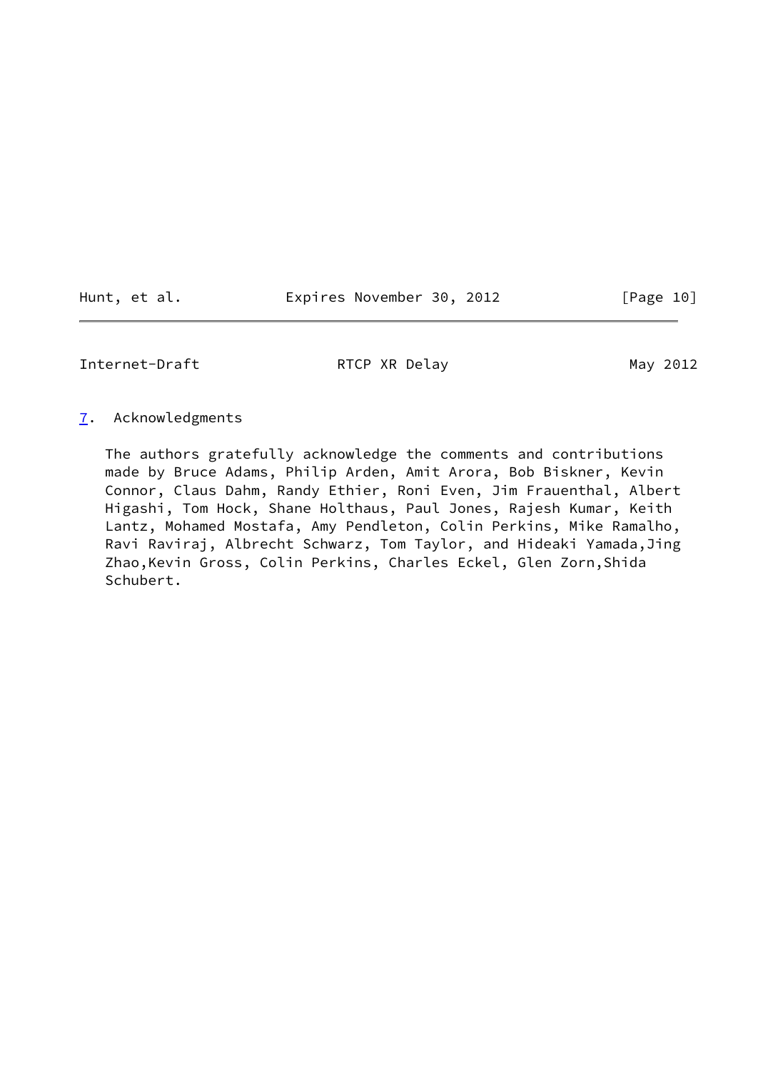## 7. Acknowledgments

The authors gratefully acknowledge the comments and contributions made by Bruce Adams, Philip Arden, Amit Arora, Bob Biskner, Kevin Connor, Claus Dahm, Randy Ethier, Roni Even, Jim Frauenthal, Albert Higashi, Tom Hock, Shane Holthaus, Paul Jones, Rajesh Kumar, Keith Lantz, Mohamed Mostafa, Amy Pendleton, Colin Perkins, Mike Ramalho, Ravi Raviraj, Albrecht Schwarz, Tom Taylor, and Hideaki Yamada,Jing Zhao,Kevin Gross, Colin Perkins, Charles Eckel, Glen Zorn,Shida Schubert.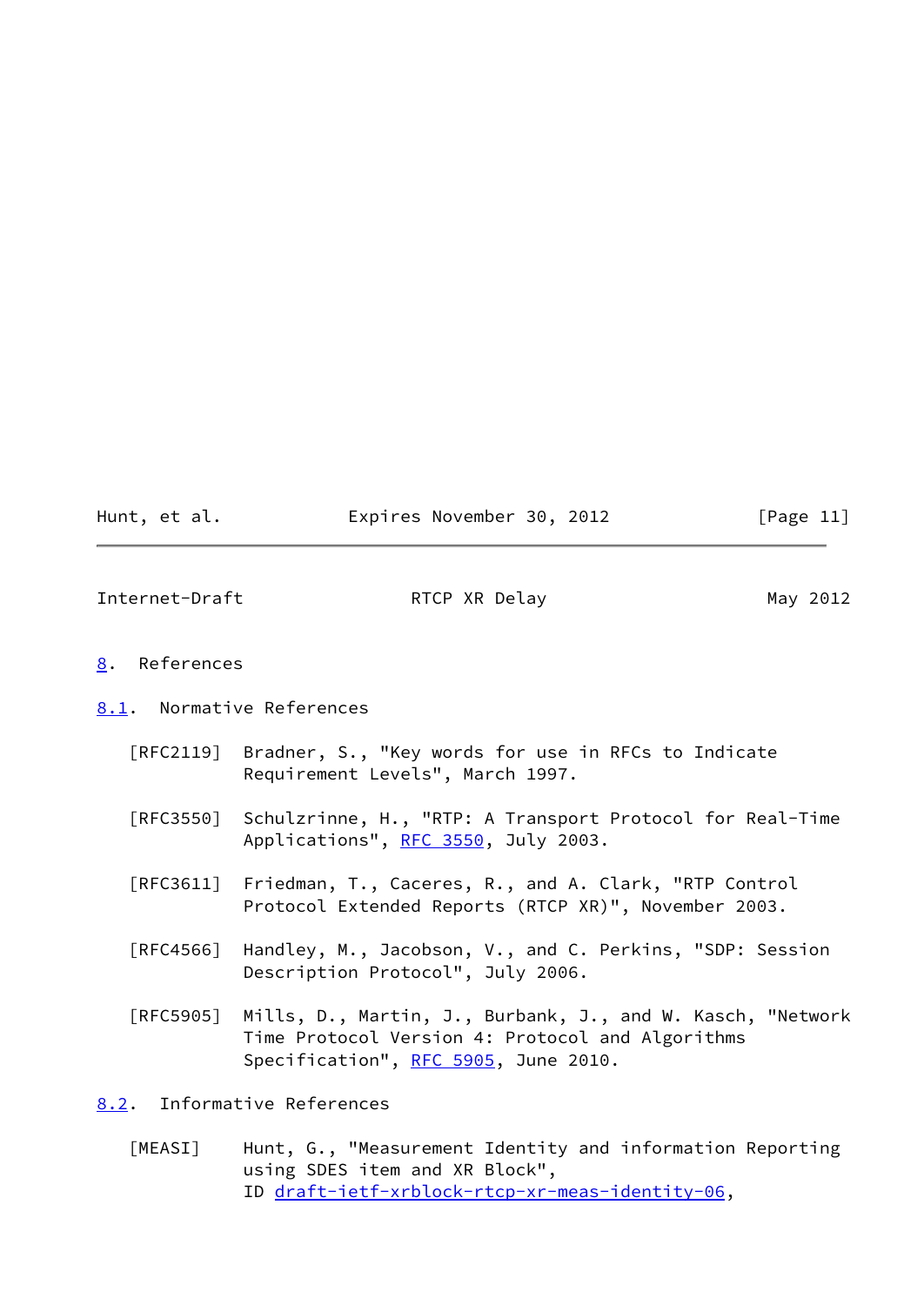# 8. References

## 8.1. Normative References

[RFC2119] Bradner, S., "Key words for use in RFCs to Indicate Requirement Levels", March 1997.

[RFC3550] Schulzrinne, H., "RTP: A Transport Protocol for Real-Time Applications", RFC 3550, July 2003.

[RFC3611] Friedman, T., Caceres, R., and A. Clark, "RTP Control Protocol Extended Reports (RTCP XR)", November 2003.

[RFC4566] Handley, M., Jacobson, V., and C. Perkins, "SDP: Session Description Protocol", July 2006.

[RFC5905] Mills, D., Martin, J., Burbank, J., and W. Kasch, "Network Time Protocol Version 4: Protocol and Algorithms Specification", RFC 5905, June 2010.

## 8.2. Informative References

[MEASI] Hunt, G., "Measurement Identity and information Reporting using SDES item and XR Block", ID draft-ietf-xrblock-rtcp-xr-meas-identity-06,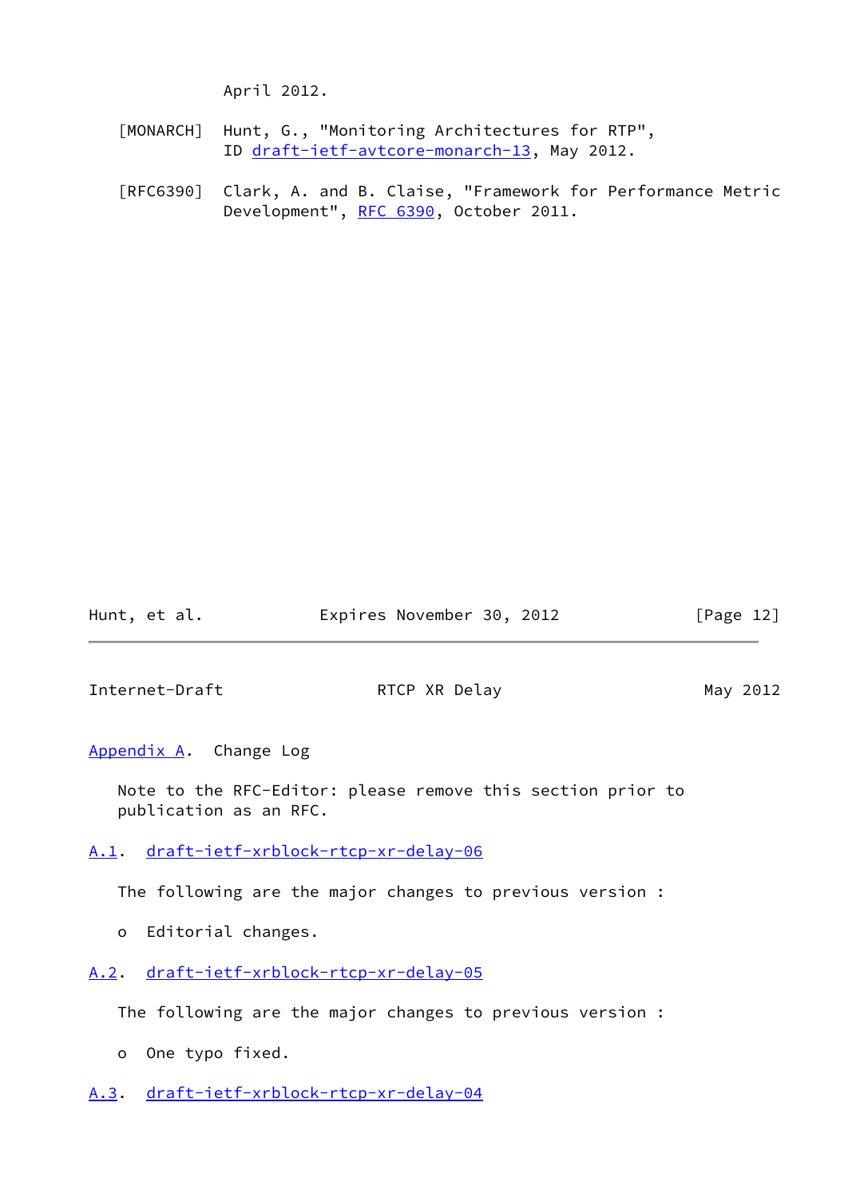April 2012.

[MONARCH] Hunt, G., "Monitoring Architectures for RTP", ID draft-ietf-avtcore-monarch-13, May 2012.

[RFC6390] Clark, A. and B. Claise, "Framework for Performance Metric Development", RFC 6390, October 2011.

# Appendix A. Change Log

Note to the RFC-Editor: please remove this section prior to publication as an RFC.

## A.1. draft-ietf-xrblock-rtcp-xr-delay-06

The following are the major changes to previous version :

- Editorial changes.

## A.2. draft-ietf-xrblock-rtcp-xr-delay-05

The following are the major changes to previous version :

- One typo fixed.

## A.3. draft-ietf-xrblock-rtcp-xr-delay-04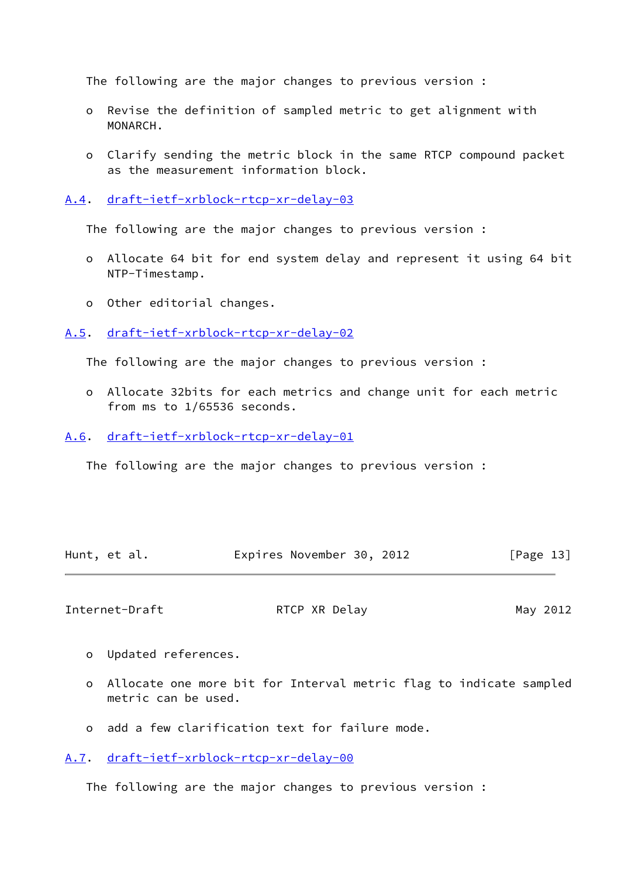The following are the major changes to previous version :

- Revise the definition of sampled metric to get alignment with MONARCH.
- Clarify sending the metric block in the same RTCP compound packet as the measurement information block.

### A.4. draft-ietf-xrblock-rtcp-xr-delay-03

The following are the major changes to previous version :

- Allocate 64 bit for end system delay and represent it using 64 bit NTP-Timestamp.
- Other editorial changes.

### A.5. draft-ietf-xrblock-rtcp-xr-delay-02

The following are the major changes to previous version :

- Allocate 32bits for each metrics and change unit for each metric from ms to 1/65536 seconds.

### A.6. draft-ietf-xrblock-rtcp-xr-delay-01

The following are the major changes to previous version :

- Updated references.
- Allocate one more bit for Interval metric flag to indicate sampled metric can be used.
- add a few clarification text for failure mode.

### A.7. draft-ietf-xrblock-rtcp-xr-delay-00

The following are the major changes to previous version :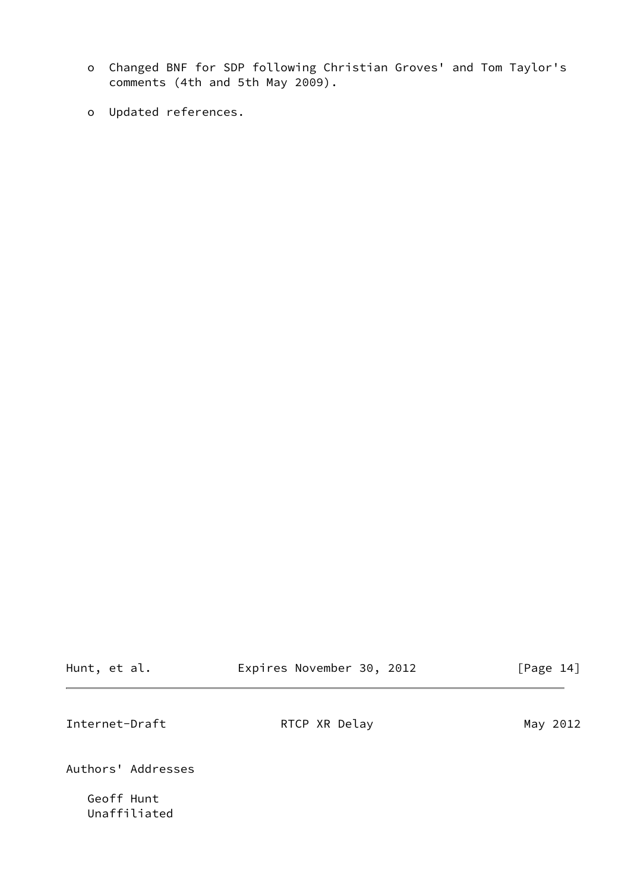- Changed BNF for SDP following Christian Groves' and Tom Taylor's comments (4th and 5th May 2009).

- Updated references.

## Authors' Addresses

Geoff Hunt
Unaffiliated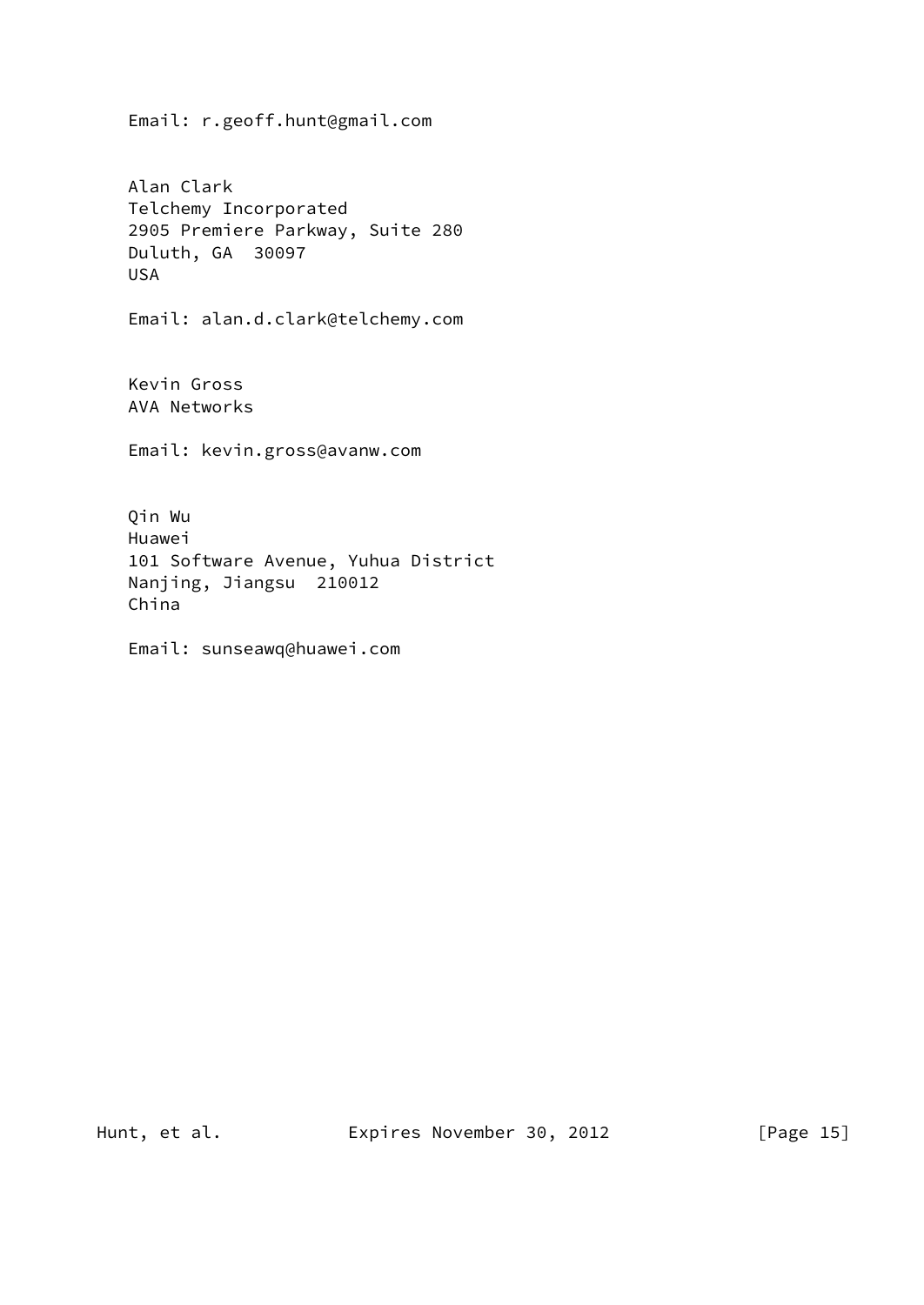Email: r.geoff.hunt@gmail.com

Alan Clark
Telchemy Incorporated
2905 Premiere Parkway, Suite 280
Duluth, GA 30097
USA

Email: alan.d.clark@telchemy.com

Kevin Gross
AVA Networks

Email: kevin.gross@avanw.com

Qin Wu
Huawei
101 Software Avenue, Yuhua District
Nanjing, Jiangsu 210012
China

Email: sunseawq@huawei.com